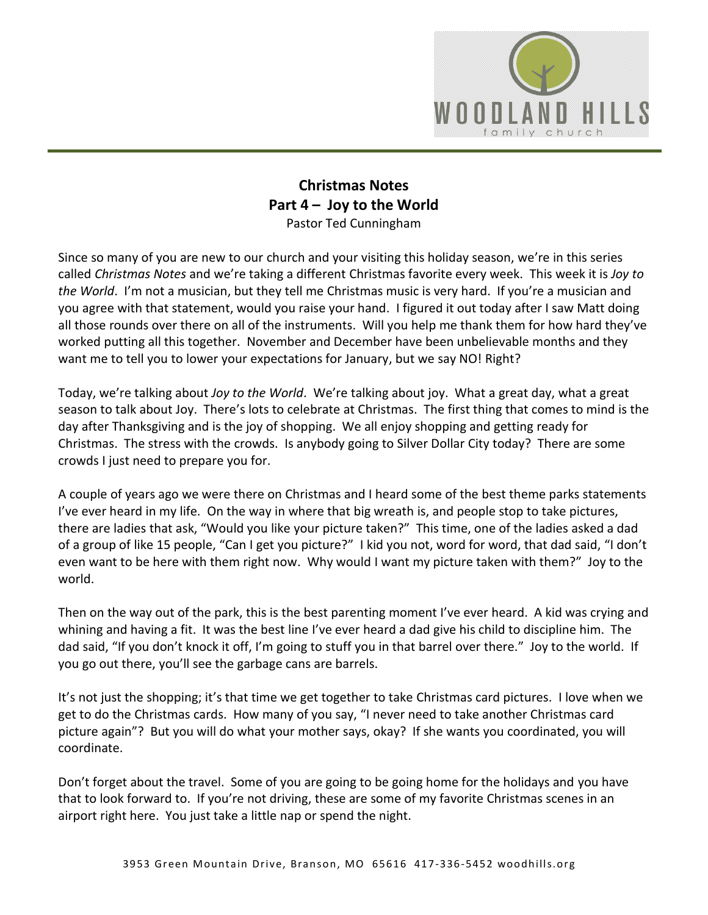# Christmas Notes
## Part 4 – Joy to the World
Pastor Ted Cunningham

Since so many of you are new to our church and your visiting this holiday season, we're in this series called *Christmas Notes* and we're taking a different Christmas favorite every week. This week it is *Joy to the World*. I'm not a musician, but they tell me Christmas music is very hard. If you're a musician and you agree with that statement, would you raise your hand. I figured it out today after I saw Matt doing all those rounds over there on all of the instruments. Will you help me thank them for how hard they've worked putting all this together. November and December have been unbelievable months and they want me to tell you to lower your expectations for January, but we say NO! Right?

Today, we're talking about *Joy to the World*. We're talking about joy. What a great day, what a great season to talk about Joy. There's lots to celebrate at Christmas. The first thing that comes to mind is the day after Thanksgiving and is the joy of shopping. We all enjoy shopping and getting ready for Christmas. The stress with the crowds. Is anybody going to Silver Dollar City today? There are some crowds I just need to prepare you for.

A couple of years ago we were there on Christmas and I heard some of the best theme parks statements I've ever heard in my life. On the way in where that big wreath is, and people stop to take pictures, there are ladies that ask, "Would you like your picture taken?" This time, one of the ladies asked a dad of a group of like 15 people, "Can I get you picture?" I kid you not, word for word, that dad said, "I don't even want to be here with them right now. Why would I want my picture taken with them?" Joy to the world.

Then on the way out of the park, this is the best parenting moment I've ever heard. A kid was crying and whining and having a fit. It was the best line I've ever heard a dad give his child to discipline him. The dad said, "If you don't knock it off, I'm going to stuff you in that barrel over there." Joy to the world. If you go out there, you'll see the garbage cans are barrels.

It's not just the shopping; it's that time we get together to take Christmas card pictures. I love when we get to do the Christmas cards. How many of you say, "I never need to take another Christmas card picture again"? But you will do what your mother says, okay? If she wants you coordinated, you will coordinate.

Don't forget about the travel. Some of you are going to be going home for the holidays and you have that to look forward to. If you're not driving, these are some of my favorite Christmas scenes in an airport right here. You just take a little nap or spend the night.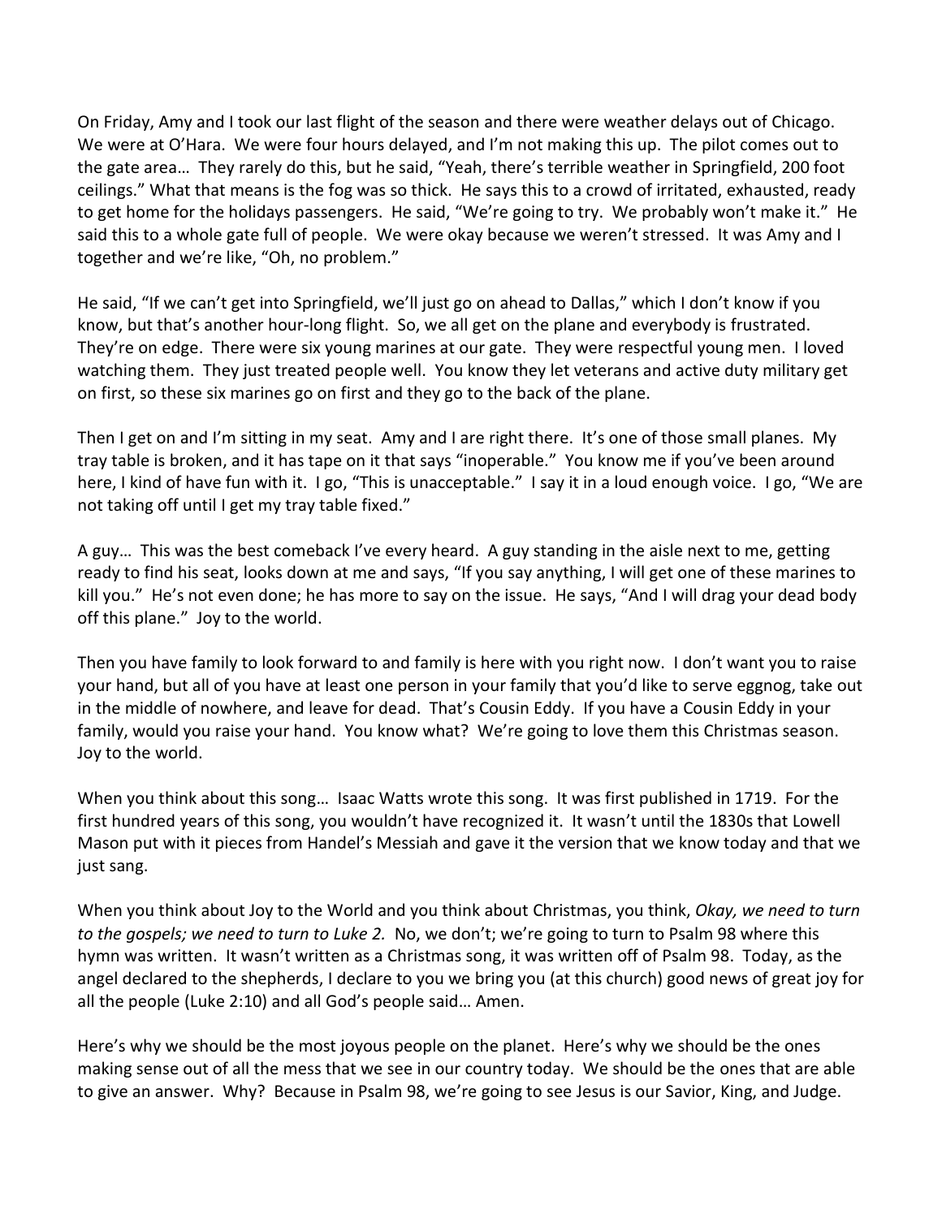On Friday, Amy and I took our last flight of the season and there were weather delays out of Chicago. We were at O'Hara. We were four hours delayed, and I'm not making this up. The pilot comes out to the gate area… They rarely do this, but he said, "Yeah, there's terrible weather in Springfield, 200 foot ceilings." What that means is the fog was so thick. He says this to a crowd of irritated, exhausted, ready to get home for the holidays passengers. He said, "We're going to try. We probably won't make it." He said this to a whole gate full of people. We were okay because we weren't stressed. It was Amy and I together and we're like, "Oh, no problem."

He said, "If we can't get into Springfield, we'll just go on ahead to Dallas," which I don't know if you know, but that's another hour-long flight. So, we all get on the plane and everybody is frustrated. They're on edge. There were six young marines at our gate. They were respectful young men. I loved watching them. They just treated people well. You know they let veterans and active duty military get on first, so these six marines go on first and they go to the back of the plane.

Then I get on and I'm sitting in my seat. Amy and I are right there. It's one of those small planes. My tray table is broken, and it has tape on it that says "inoperable." You know me if you've been around here, I kind of have fun with it. I go, "This is unacceptable." I say it in a loud enough voice. I go, "We are not taking off until I get my tray table fixed."

A guy… This was the best comeback I've every heard. A guy standing in the aisle next to me, getting ready to find his seat, looks down at me and says, "If you say anything, I will get one of these marines to kill you." He's not even done; he has more to say on the issue. He says, "And I will drag your dead body off this plane." Joy to the world.

Then you have family to look forward to and family is here with you right now. I don't want you to raise your hand, but all of you have at least one person in your family that you'd like to serve eggnog, take out in the middle of nowhere, and leave for dead. That's Cousin Eddy. If you have a Cousin Eddy in your family, would you raise your hand. You know what? We're going to love them this Christmas season. Joy to the world.

When you think about this song… Isaac Watts wrote this song. It was first published in 1719. For the first hundred years of this song, you wouldn't have recognized it. It wasn't until the 1830s that Lowell Mason put with it pieces from Handel's Messiah and gave it the version that we know today and that we just sang.

When you think about Joy to the World and you think about Christmas, you think, *Okay, we need to turn to the gospels; we need to turn to Luke 2.* No, we don't; we're going to turn to Psalm 98 where this hymn was written. It wasn't written as a Christmas song, it was written off of Psalm 98. Today, as the angel declared to the shepherds, I declare to you we bring you (at this church) good news of great joy for all the people (Luke 2:10) and all God's people said… Amen.

Here's why we should be the most joyous people on the planet. Here's why we should be the ones making sense out of all the mess that we see in our country today. We should be the ones that are able to give an answer. Why? Because in Psalm 98, we're going to see Jesus is our Savior, King, and Judge.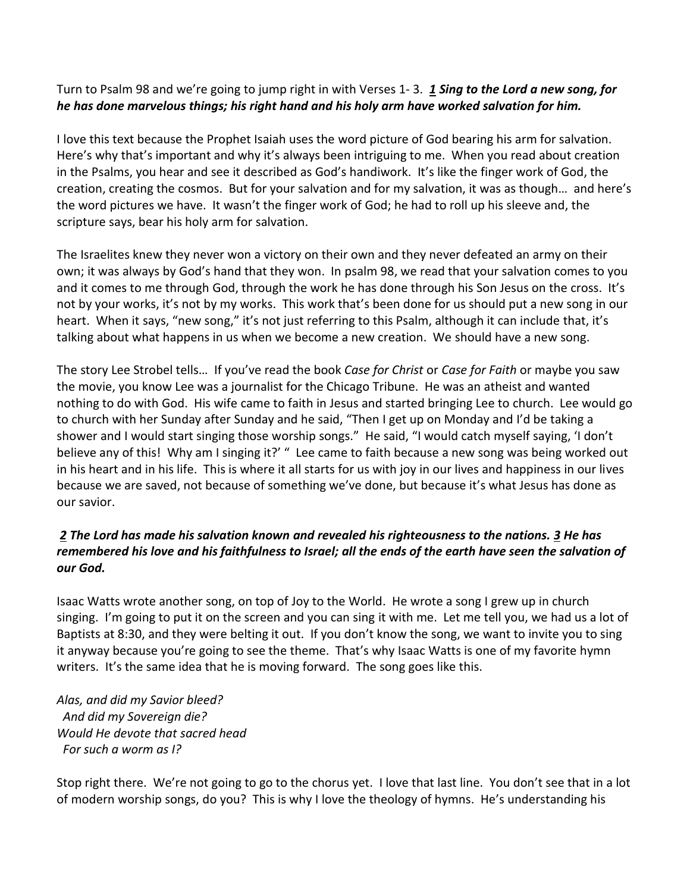Turn to Psalm 98 and we're going to jump right in with Verses 1- 3. ***1 Sing to the Lord a new song, for he has done marvelous things; his right hand and his holy arm have worked salvation for him.***

I love this text because the Prophet Isaiah uses the word picture of God bearing his arm for salvation. Here's why that's important and why it's always been intriguing to me. When you read about creation in the Psalms, you hear and see it described as God's handiwork. It's like the finger work of God, the creation, creating the cosmos. But for your salvation and for my salvation, it was as though… and here's the word pictures we have. It wasn't the finger work of God; he had to roll up his sleeve and, the scripture says, bear his holy arm for salvation.

The Israelites knew they never won a victory on their own and they never defeated an army on their own; it was always by God's hand that they won. In psalm 98, we read that your salvation comes to you and it comes to me through God, through the work he has done through his Son Jesus on the cross. It's not by your works, it's not by my works. This work that's been done for us should put a new song in our heart. When it says, "new song," it's not just referring to this Psalm, although it can include that, it's talking about what happens in us when we become a new creation. We should have a new song.

The story Lee Strobel tells… If you've read the book *Case for Christ* or *Case for Faith* or maybe you saw the movie, you know Lee was a journalist for the Chicago Tribune. He was an atheist and wanted nothing to do with God. His wife came to faith in Jesus and started bringing Lee to church. Lee would go to church with her Sunday after Sunday and he said, "Then I get up on Monday and I'd be taking a shower and I would start singing those worship songs." He said, "I would catch myself saying, 'I don't believe any of this! Why am I singing it?' " Lee came to faith because a new song was being worked out in his heart and in his life. This is where it all starts for us with joy in our lives and happiness in our lives because we are saved, not because of something we've done, but because it's what Jesus has done as our savior.

***2 The Lord has made his salvation known and revealed his righteousness to the nations. 3 He has remembered his love and his faithfulness to Israel; all the ends of the earth have seen the salvation of our God.***

Isaac Watts wrote another song, on top of Joy to the World. He wrote a song I grew up in church singing. I'm going to put it on the screen and you can sing it with me. Let me tell you, we had us a lot of Baptists at 8:30, and they were belting it out. If you don't know the song, we want to invite you to sing it anyway because you're going to see the theme. That's why Isaac Watts is one of my favorite hymn writers. It's the same idea that he is moving forward. The song goes like this.

*Alas, and did my Savior bleed?*
*And did my Sovereign die?*
*Would He devote that sacred head*
*For such a worm as I?*

Stop right there. We're not going to go to the chorus yet. I love that last line. You don't see that in a lot of modern worship songs, do you? This is why I love the theology of hymns. He's understanding his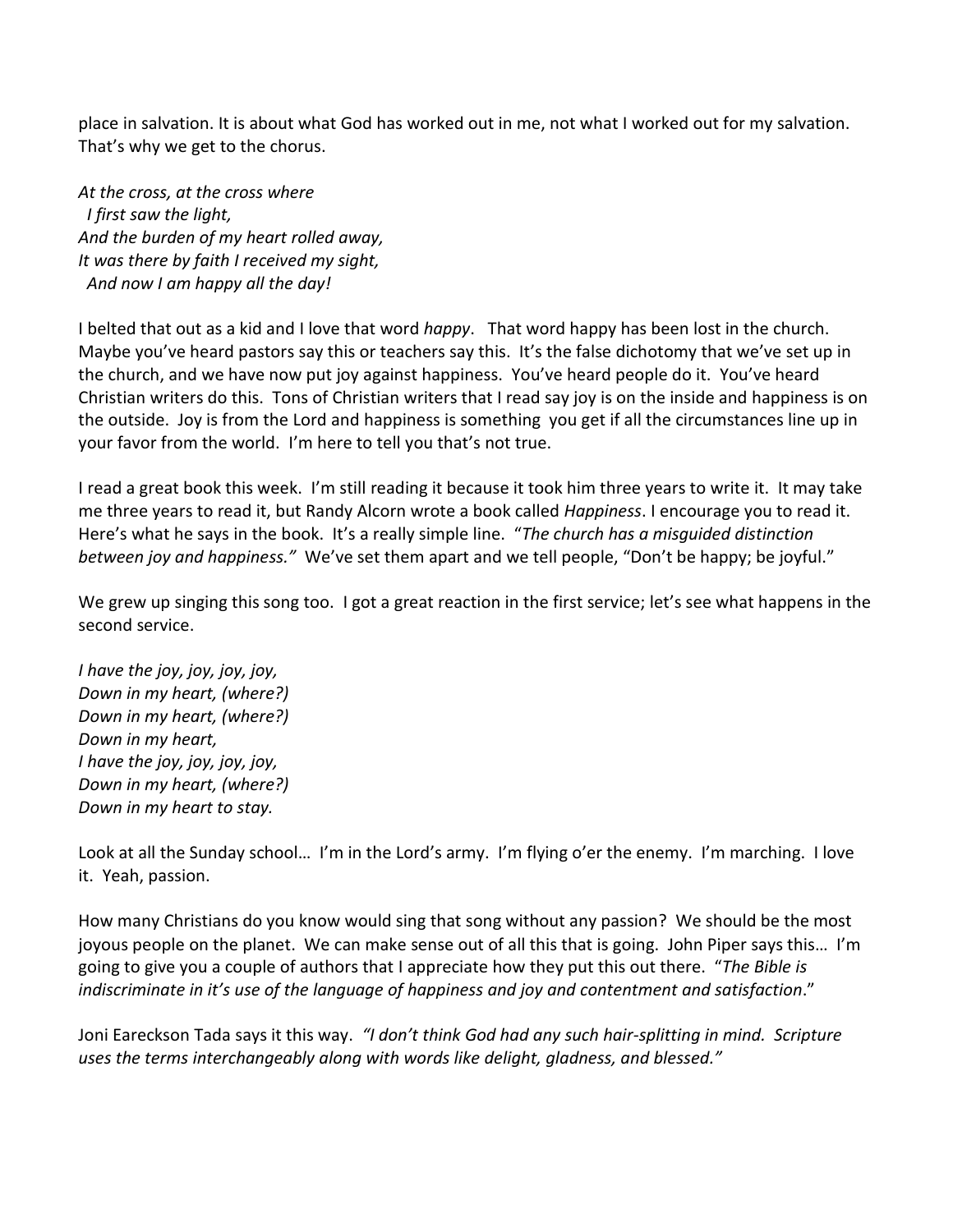place in salvation. It is about what God has worked out in me, not what I worked out for my salvation. That's why we get to the chorus.

*At the cross, at the cross where*
*I first saw the light,*
*And the burden of my heart rolled away,*
*It was there by faith I received my sight,*
*And now I am happy all the day!*

I belted that out as a kid and I love that word *happy*. That word happy has been lost in the church. Maybe you've heard pastors say this or teachers say this. It's the false dichotomy that we've set up in the church, and we have now put joy against happiness. You've heard people do it. You've heard Christian writers do this. Tons of Christian writers that I read say joy is on the inside and happiness is on the outside. Joy is from the Lord and happiness is something you get if all the circumstances line up in your favor from the world. I'm here to tell you that's not true.

I read a great book this week. I'm still reading it because it took him three years to write it. It may take me three years to read it, but Randy Alcorn wrote a book called *Happiness*. I encourage you to read it. Here's what he says in the book. It's a really simple line. "*The church has a misguided distinction between joy and happiness.*" We've set them apart and we tell people, "Don't be happy; be joyful."

We grew up singing this song too. I got a great reaction in the first service; let's see what happens in the second service.

*I have the joy, joy, joy, joy,*
*Down in my heart, (where?)*
*Down in my heart, (where?)*
*Down in my heart,*
*I have the joy, joy, joy, joy,*
*Down in my heart, (where?)*
*Down in my heart to stay.*

Look at all the Sunday school… I'm in the Lord's army. I'm flying o'er the enemy. I'm marching. I love it. Yeah, passion.

How many Christians do you know would sing that song without any passion? We should be the most joyous people on the planet. We can make sense out of all this that is going. John Piper says this… I'm going to give you a couple of authors that I appreciate how they put this out there. "*The Bible is indiscriminate in it's use of the language of happiness and joy and contentment and satisfaction*."

Joni Eareckson Tada says it this way. *"I don't think God had any such hair-splitting in mind. Scripture uses the terms interchangeably along with words like delight, gladness, and blessed."*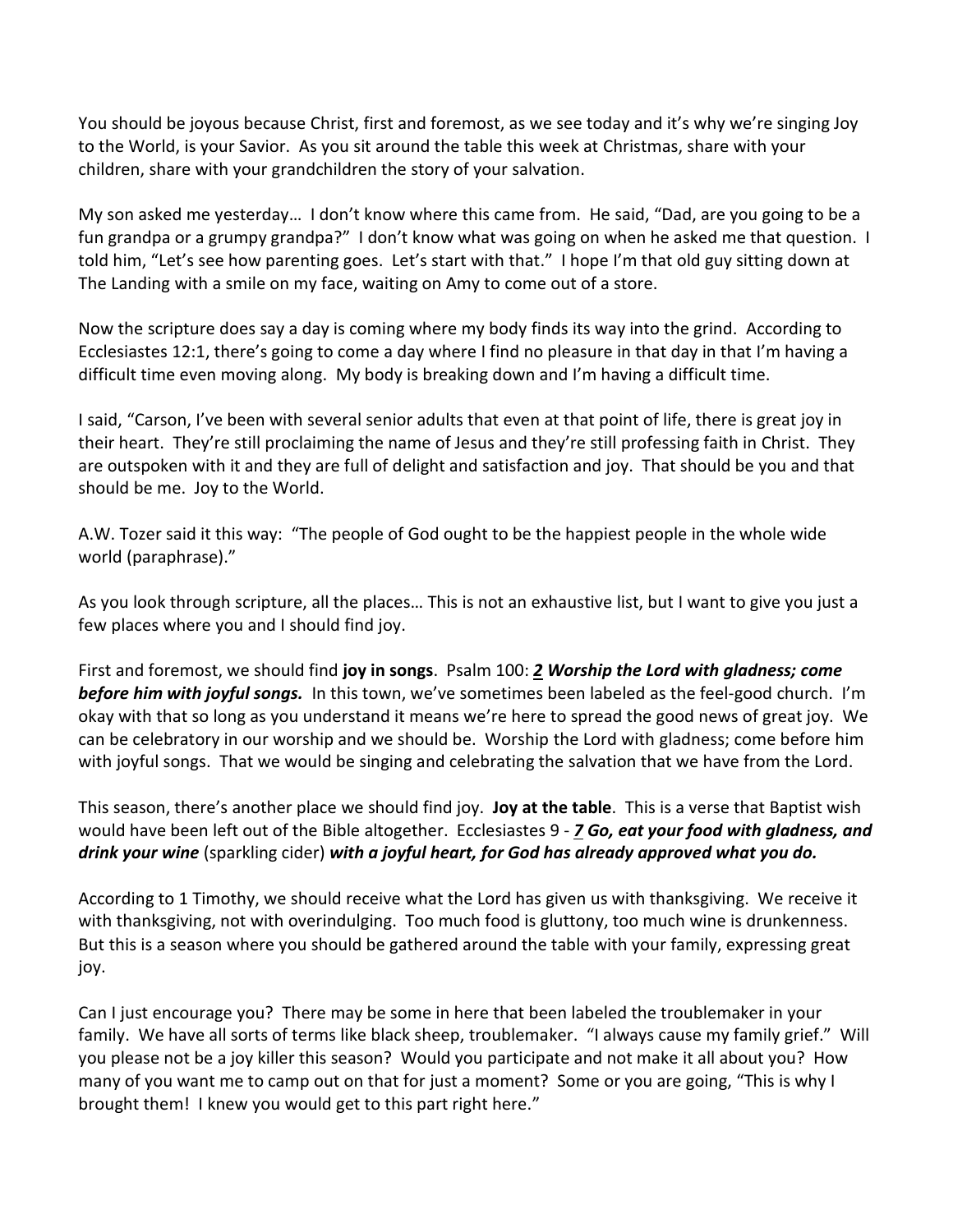You should be joyous because Christ, first and foremost, as we see today and it's why we're singing Joy to the World, is your Savior. As you sit around the table this week at Christmas, share with your children, share with your grandchildren the story of your salvation.

My son asked me yesterday… I don't know where this came from. He said, "Dad, are you going to be a fun grandpa or a grumpy grandpa?" I don't know what was going on when he asked me that question. I told him, "Let's see how parenting goes. Let's start with that." I hope I'm that old guy sitting down at The Landing with a smile on my face, waiting on Amy to come out of a store.

Now the scripture does say a day is coming where my body finds its way into the grind. According to Ecclesiastes 12:1, there's going to come a day where I find no pleasure in that day in that I'm having a difficult time even moving along. My body is breaking down and I'm having a difficult time.

I said, "Carson, I've been with several senior adults that even at that point of life, there is great joy in their heart. They're still proclaiming the name of Jesus and they're still professing faith in Christ. They are outspoken with it and they are full of delight and satisfaction and joy. That should be you and that should be me. Joy to the World.

A.W. Tozer said it this way: "The people of God ought to be the happiest people in the whole wide world (paraphrase)."

As you look through scripture, all the places… This is not an exhaustive list, but I want to give you just a few places where you and I should find joy.

First and foremost, we should find **joy in songs**. Psalm 100: ***2 Worship the Lord with gladness; come before him with joyful songs.*** In this town, we've sometimes been labeled as the feel-good church. I'm okay with that so long as you understand it means we're here to spread the good news of great joy. We can be celebratory in our worship and we should be. Worship the Lord with gladness; come before him with joyful songs. That we would be singing and celebrating the salvation that we have from the Lord.

This season, there's another place we should find joy. **Joy at the table**. This is a verse that Baptist wish would have been left out of the Bible altogether. Ecclesiastes 9 - ***7 Go, eat your food with gladness, and drink your wine*** (sparkling cider) ***with a joyful heart, for God has already approved what you do.***

According to 1 Timothy, we should receive what the Lord has given us with thanksgiving. We receive it with thanksgiving, not with overindulging. Too much food is gluttony, too much wine is drunkenness. But this is a season where you should be gathered around the table with your family, expressing great joy.

Can I just encourage you? There may be some in here that been labeled the troublemaker in your family. We have all sorts of terms like black sheep, troublemaker. "I always cause my family grief." Will you please not be a joy killer this season? Would you participate and not make it all about you? How many of you want me to camp out on that for just a moment? Some or you are going, "This is why I brought them! I knew you would get to this part right here."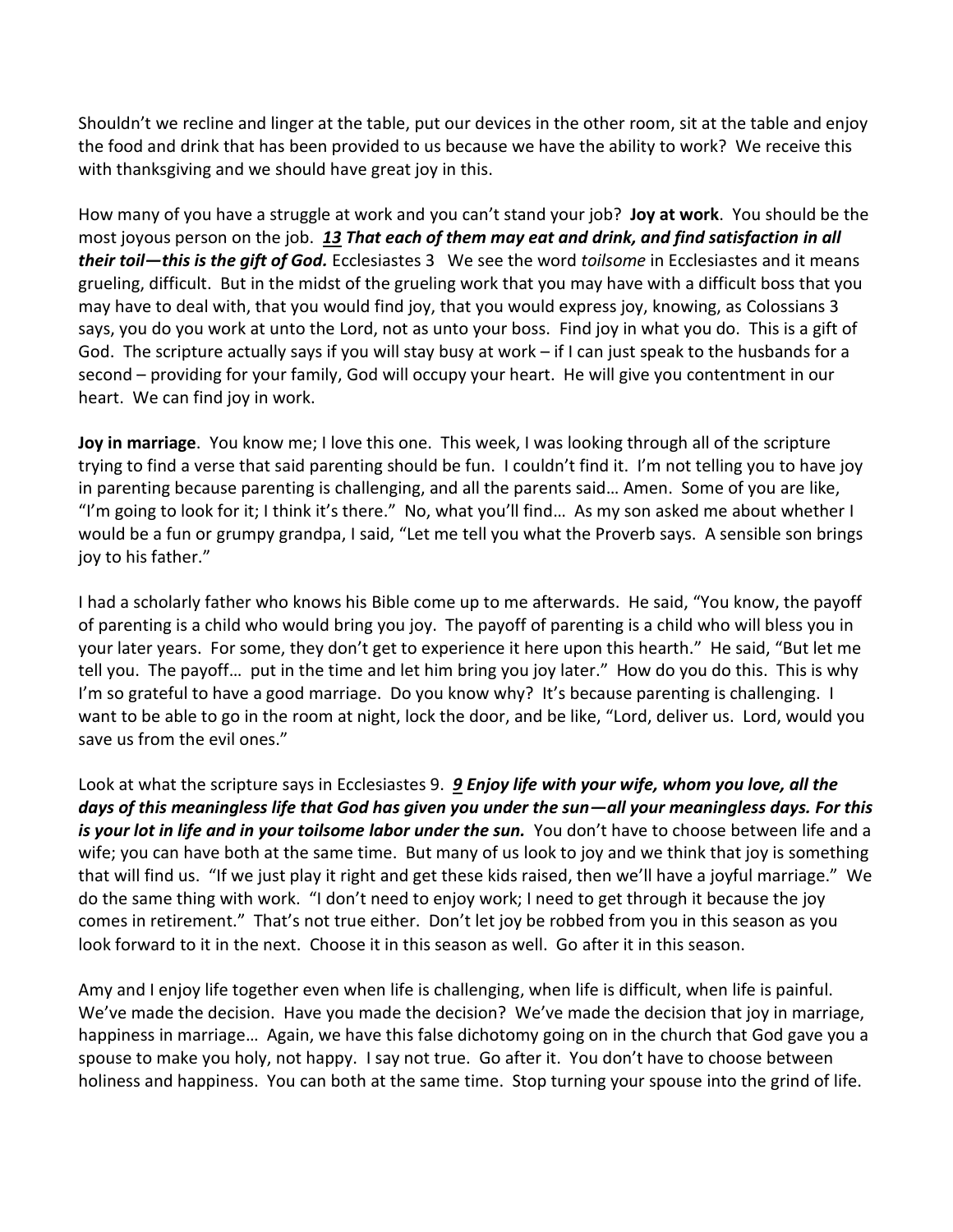Shouldn't we recline and linger at the table, put our devices in the other room, sit at the table and enjoy the food and drink that has been provided to us because we have the ability to work? We receive this with thanksgiving and we should have great joy in this.

How many of you have a struggle at work and you can't stand your job? **Joy at work**. You should be the most joyous person on the job. ***13 That each of them may eat and drink, and find satisfaction in all their toil—this is the gift of God.*** Ecclesiastes 3 We see the word *toilsome* in Ecclesiastes and it means grueling, difficult. But in the midst of the grueling work that you may have with a difficult boss that you may have to deal with, that you would find joy, that you would express joy, knowing, as Colossians 3 says, you do you work at unto the Lord, not as unto your boss. Find joy in what you do. This is a gift of God. The scripture actually says if you will stay busy at work – if I can just speak to the husbands for a second – providing for your family, God will occupy your heart. He will give you contentment in our heart. We can find joy in work.

**Joy in marriage**. You know me; I love this one. This week, I was looking through all of the scripture trying to find a verse that said parenting should be fun. I couldn't find it. I'm not telling you to have joy in parenting because parenting is challenging, and all the parents said… Amen. Some of you are like, "I'm going to look for it; I think it's there." No, what you'll find… As my son asked me about whether I would be a fun or grumpy grandpa, I said, "Let me tell you what the Proverb says. A sensible son brings joy to his father."

I had a scholarly father who knows his Bible come up to me afterwards. He said, "You know, the payoff of parenting is a child who would bring you joy. The payoff of parenting is a child who will bless you in your later years. For some, they don't get to experience it here upon this hearth." He said, "But let me tell you. The payoff… put in the time and let him bring you joy later." How do you do this. This is why I'm so grateful to have a good marriage. Do you know why? It's because parenting is challenging. I want to be able to go in the room at night, lock the door, and be like, "Lord, deliver us. Lord, would you save us from the evil ones."

Look at what the scripture says in Ecclesiastes 9. ***9 Enjoy life with your wife, whom you love, all the days of this meaningless life that God has given you under the sun—all your meaningless days. For this is your lot in life and in your toilsome labor under the sun.*** You don't have to choose between life and a wife; you can have both at the same time. But many of us look to joy and we think that joy is something that will find us. "If we just play it right and get these kids raised, then we'll have a joyful marriage." We do the same thing with work. "I don't need to enjoy work; I need to get through it because the joy comes in retirement." That's not true either. Don't let joy be robbed from you in this season as you look forward to it in the next. Choose it in this season as well. Go after it in this season.

Amy and I enjoy life together even when life is challenging, when life is difficult, when life is painful. We've made the decision. Have you made the decision? We've made the decision that joy in marriage, happiness in marriage… Again, we have this false dichotomy going on in the church that God gave you a spouse to make you holy, not happy. I say not true. Go after it. You don't have to choose between holiness and happiness. You can both at the same time. Stop turning your spouse into the grind of life.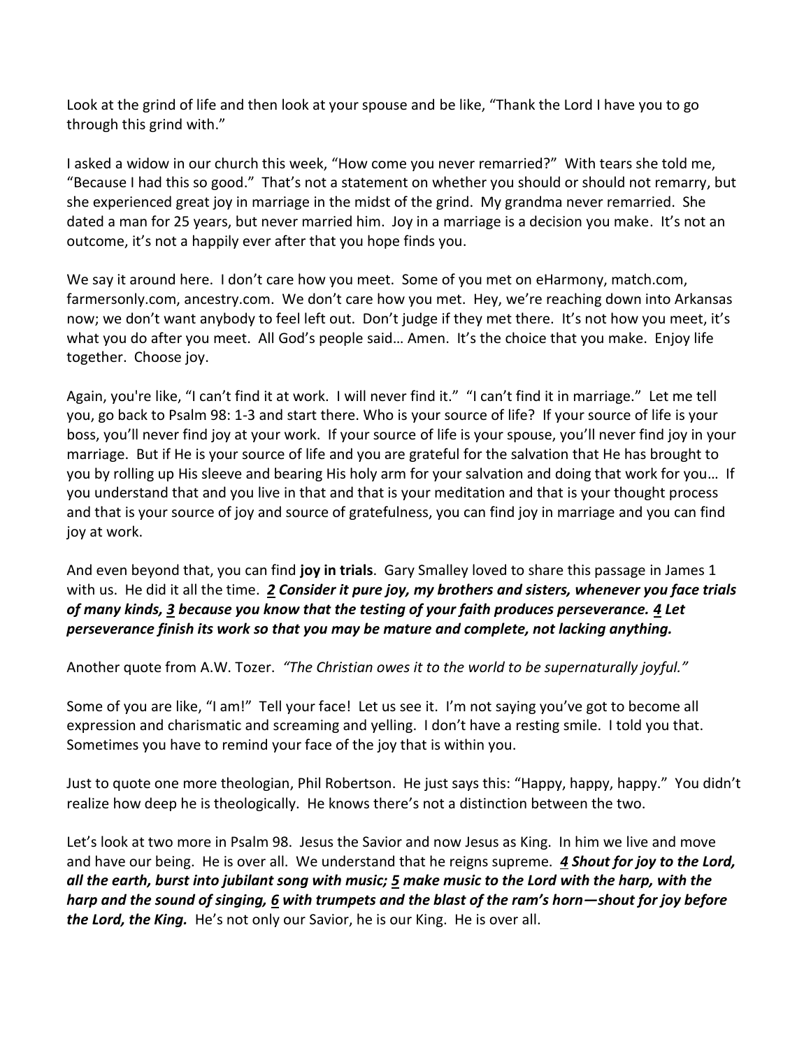Look at the grind of life and then look at your spouse and be like, "Thank the Lord I have you to go through this grind with."

I asked a widow in our church this week, "How come you never remarried?" With tears she told me, "Because I had this so good." That's not a statement on whether you should or should not remarry, but she experienced great joy in marriage in the midst of the grind. My grandma never remarried. She dated a man for 25 years, but never married him. Joy in a marriage is a decision you make. It's not an outcome, it's not a happily ever after that you hope finds you.

We say it around here. I don't care how you meet. Some of you met on eHarmony, match.com, farmersonly.com, ancestry.com. We don't care how you met. Hey, we're reaching down into Arkansas now; we don't want anybody to feel left out. Don't judge if they met there. It's not how you meet, it's what you do after you meet. All God's people said… Amen. It's the choice that you make. Enjoy life together. Choose joy.

Again, you're like, "I can't find it at work. I will never find it." "I can't find it in marriage." Let me tell you, go back to Psalm 98: 1-3 and start there. Who is your source of life? If your source of life is your boss, you'll never find joy at your work. If your source of life is your spouse, you'll never find joy in your marriage. But if He is your source of life and you are grateful for the salvation that He has brought to you by rolling up His sleeve and bearing His holy arm for your salvation and doing that work for you… If you understand that and you live in that and that is your meditation and that is your thought process and that is your source of joy and source of gratefulness, you can find joy in marriage and you can find joy at work.

And even beyond that, you can find **joy in trials**. Gary Smalley loved to share this passage in James 1 with us. He did it all the time. ***2 Consider it pure joy, my brothers and sisters, whenever you face trials of many kinds, 3 because you know that the testing of your faith produces perseverance. 4 Let perseverance finish its work so that you may be mature and complete, not lacking anything.***

Another quote from A.W. Tozer. *"The Christian owes it to the world to be supernaturally joyful."*

Some of you are like, "I am!" Tell your face! Let us see it. I'm not saying you've got to become all expression and charismatic and screaming and yelling. I don't have a resting smile. I told you that. Sometimes you have to remind your face of the joy that is within you.

Just to quote one more theologian, Phil Robertson. He just says this: "Happy, happy, happy." You didn't realize how deep he is theologically. He knows there's not a distinction between the two.

Let's look at two more in Psalm 98. Jesus the Savior and now Jesus as King. In him we live and move and have our being. He is over all. We understand that he reigns supreme. ***4 Shout for joy to the Lord, all the earth, burst into jubilant song with music; 5 make music to the Lord with the harp, with the harp and the sound of singing, 6 with trumpets and the blast of the ram's horn—shout for joy before the Lord, the King.*** He's not only our Savior, he is our King. He is over all.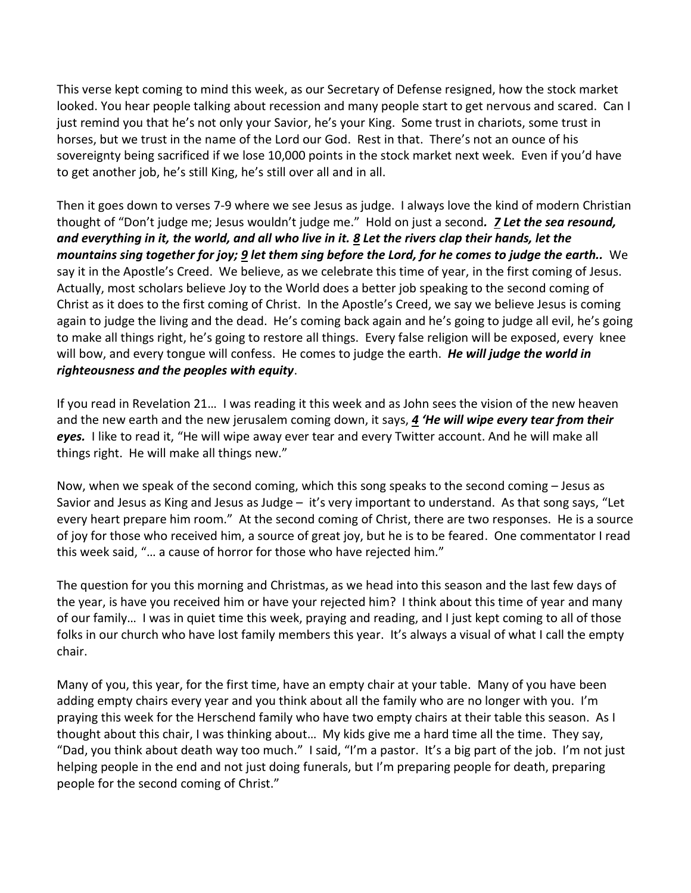This verse kept coming to mind this week, as our Secretary of Defense resigned, how the stock market looked. You hear people talking about recession and many people start to get nervous and scared. Can I just remind you that he's not only your Savior, he's your King. Some trust in chariots, some trust in horses, but we trust in the name of the Lord our God. Rest in that. There's not an ounce of his sovereignty being sacrificed if we lose 10,000 points in the stock market next week. Even if you'd have to get another job, he's still King, he's still over all and in all.

Then it goes down to verses 7-9 where we see Jesus as judge. I always love the kind of modern Christian thought of "Don't judge me; Jesus wouldn't judge me." Hold on just a second***. 7 Let the sea resound, and everything in it, the world, and all who live in it. 8 Let the rivers clap their hands, let the mountains sing together for joy; 9 let them sing before the Lord, for he comes to judge the earth..*** We say it in the Apostle's Creed. We believe, as we celebrate this time of year, in the first coming of Jesus. Actually, most scholars believe Joy to the World does a better job speaking to the second coming of Christ as it does to the first coming of Christ. In the Apostle's Creed, we say we believe Jesus is coming again to judge the living and the dead. He's coming back again and he's going to judge all evil, he's going to make all things right, he's going to restore all things. Every false religion will be exposed, every knee will bow, and every tongue will confess. He comes to judge the earth. ***He will judge the world in righteousness and the peoples with equity***.

If you read in Revelation 21… I was reading it this week and as John sees the vision of the new heaven and the new earth and the new jerusalem coming down, it says, ***4 'He will wipe every tear from their eyes.*** I like to read it, "He will wipe away ever tear and every Twitter account. And he will make all things right. He will make all things new."

Now, when we speak of the second coming, which this song speaks to the second coming – Jesus as Savior and Jesus as King and Jesus as Judge – it's very important to understand. As that song says, "Let every heart prepare him room." At the second coming of Christ, there are two responses. He is a source of joy for those who received him, a source of great joy, but he is to be feared. One commentator I read this week said, "… a cause of horror for those who have rejected him."

The question for you this morning and Christmas, as we head into this season and the last few days of the year, is have you received him or have your rejected him? I think about this time of year and many of our family… I was in quiet time this week, praying and reading, and I just kept coming to all of those folks in our church who have lost family members this year. It's always a visual of what I call the empty chair.

Many of you, this year, for the first time, have an empty chair at your table. Many of you have been adding empty chairs every year and you think about all the family who are no longer with you. I'm praying this week for the Herschend family who have two empty chairs at their table this season. As I thought about this chair, I was thinking about… My kids give me a hard time all the time. They say, "Dad, you think about death way too much." I said, "I'm a pastor. It's a big part of the job. I'm not just helping people in the end and not just doing funerals, but I'm preparing people for death, preparing people for the second coming of Christ."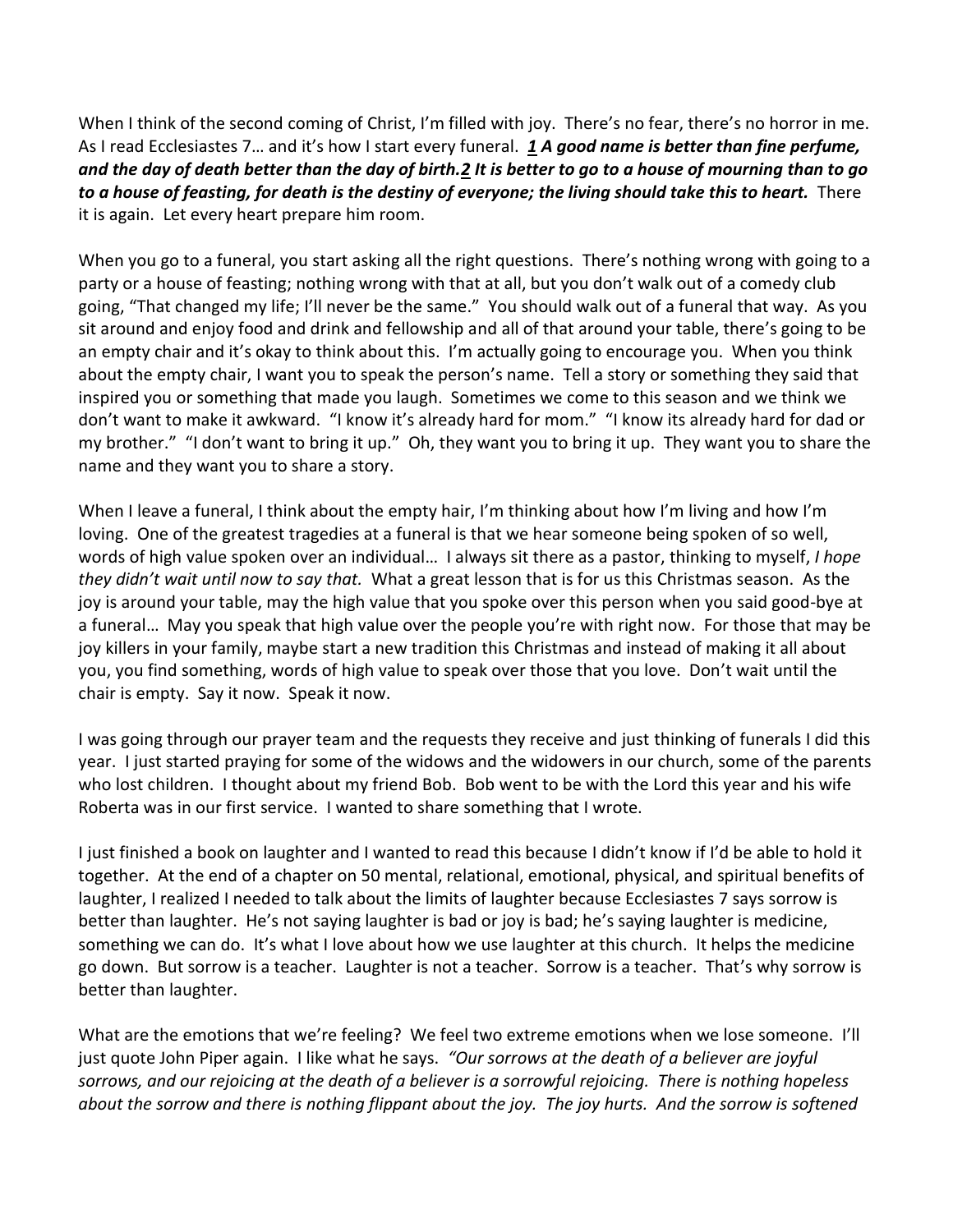When I think of the second coming of Christ, I'm filled with joy. There's no fear, there's no horror in me. As I read Ecclesiastes 7… and it's how I start every funeral. ***1** **A good name is better than fine perfume, and the day of death better than the day of birth.**2** **It is better to go to a house of mourning than to go to a house of feasting, for death is the destiny of everyone; the living should take this to heart.*** There it is again. Let every heart prepare him room.

When you go to a funeral, you start asking all the right questions. There's nothing wrong with going to a party or a house of feasting; nothing wrong with that at all, but you don't walk out of a comedy club going, "That changed my life; I'll never be the same." You should walk out of a funeral that way. As you sit around and enjoy food and drink and fellowship and all of that around your table, there's going to be an empty chair and it's okay to think about this. I'm actually going to encourage you. When you think about the empty chair, I want you to speak the person's name. Tell a story or something they said that inspired you or something that made you laugh. Sometimes we come to this season and we think we don't want to make it awkward. "I know it's already hard for mom." "I know its already hard for dad or my brother." "I don't want to bring it up." Oh, they want you to bring it up. They want you to share the name and they want you to share a story.

When I leave a funeral, I think about the empty hair, I'm thinking about how I'm living and how I'm loving. One of the greatest tragedies at a funeral is that we hear someone being spoken of so well, words of high value spoken over an individual… I always sit there as a pastor, thinking to myself, *I hope they didn't wait until now to say that.* What a great lesson that is for us this Christmas season. As the joy is around your table, may the high value that you spoke over this person when you said good-bye at a funeral… May you speak that high value over the people you're with right now. For those that may be joy killers in your family, maybe start a new tradition this Christmas and instead of making it all about you, you find something, words of high value to speak over those that you love. Don't wait until the chair is empty. Say it now. Speak it now.

I was going through our prayer team and the requests they receive and just thinking of funerals I did this year. I just started praying for some of the widows and the widowers in our church, some of the parents who lost children. I thought about my friend Bob. Bob went to be with the Lord this year and his wife Roberta was in our first service. I wanted to share something that I wrote.

I just finished a book on laughter and I wanted to read this because I didn't know if I'd be able to hold it together. At the end of a chapter on 50 mental, relational, emotional, physical, and spiritual benefits of laughter, I realized I needed to talk about the limits of laughter because Ecclesiastes 7 says sorrow is better than laughter. He's not saying laughter is bad or joy is bad; he's saying laughter is medicine, something we can do. It's what I love about how we use laughter at this church. It helps the medicine go down. But sorrow is a teacher. Laughter is not a teacher. Sorrow is a teacher. That's why sorrow is better than laughter.

What are the emotions that we're feeling? We feel two extreme emotions when we lose someone. I'll just quote John Piper again. I like what he says. *"Our sorrows at the death of a believer are joyful sorrows, and our rejoicing at the death of a believer is a sorrowful rejoicing. There is nothing hopeless about the sorrow and there is nothing flippant about the joy. The joy hurts. And the sorrow is softened*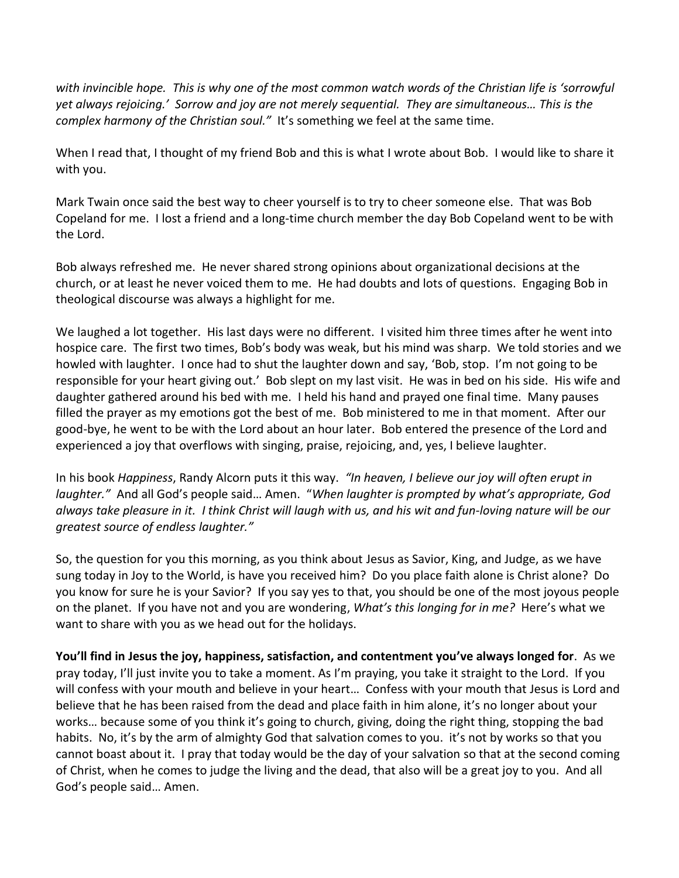*with invincible hope. This is why one of the most common watch words of the Christian life is 'sorrowful yet always rejoicing.' Sorrow and joy are not merely sequential. They are simultaneous… This is the complex harmony of the Christian soul."* It's something we feel at the same time.

When I read that, I thought of my friend Bob and this is what I wrote about Bob. I would like to share it with you.

Mark Twain once said the best way to cheer yourself is to try to cheer someone else. That was Bob Copeland for me. I lost a friend and a long-time church member the day Bob Copeland went to be with the Lord.

Bob always refreshed me. He never shared strong opinions about organizational decisions at the church, or at least he never voiced them to me. He had doubts and lots of questions. Engaging Bob in theological discourse was always a highlight for me.

We laughed a lot together. His last days were no different. I visited him three times after he went into hospice care. The first two times, Bob's body was weak, but his mind was sharp. We told stories and we howled with laughter. I once had to shut the laughter down and say, 'Bob, stop. I'm not going to be responsible for your heart giving out.' Bob slept on my last visit. He was in bed on his side. His wife and daughter gathered around his bed with me. I held his hand and prayed one final time. Many pauses filled the prayer as my emotions got the best of me. Bob ministered to me in that moment. After our good-bye, he went to be with the Lord about an hour later. Bob entered the presence of the Lord and experienced a joy that overflows with singing, praise, rejoicing, and, yes, I believe laughter.

In his book *Happiness*, Randy Alcorn puts it this way. *"In heaven, I believe our joy will often erupt in laughter."* And all God's people said… Amen. "*When laughter is prompted by what's appropriate, God always take pleasure in it. I think Christ will laugh with us, and his wit and fun-loving nature will be our greatest source of endless laughter."*

So, the question for you this morning, as you think about Jesus as Savior, King, and Judge, as we have sung today in Joy to the World, is have you received him? Do you place faith alone is Christ alone? Do you know for sure he is your Savior? If you say yes to that, you should be one of the most joyous people on the planet. If you have not and you are wondering, *What's this longing for in me?* Here's what we want to share with you as we head out for the holidays.

**You'll find in Jesus the joy, happiness, satisfaction, and contentment you've always longed for**. As we pray today, I'll just invite you to take a moment. As I'm praying, you take it straight to the Lord. If you will confess with your mouth and believe in your heart… Confess with your mouth that Jesus is Lord and believe that he has been raised from the dead and place faith in him alone, it's no longer about your works… because some of you think it's going to church, giving, doing the right thing, stopping the bad habits. No, it's by the arm of almighty God that salvation comes to you. it's not by works so that you cannot boast about it. I pray that today would be the day of your salvation so that at the second coming of Christ, when he comes to judge the living and the dead, that also will be a great joy to you. And all God's people said… Amen.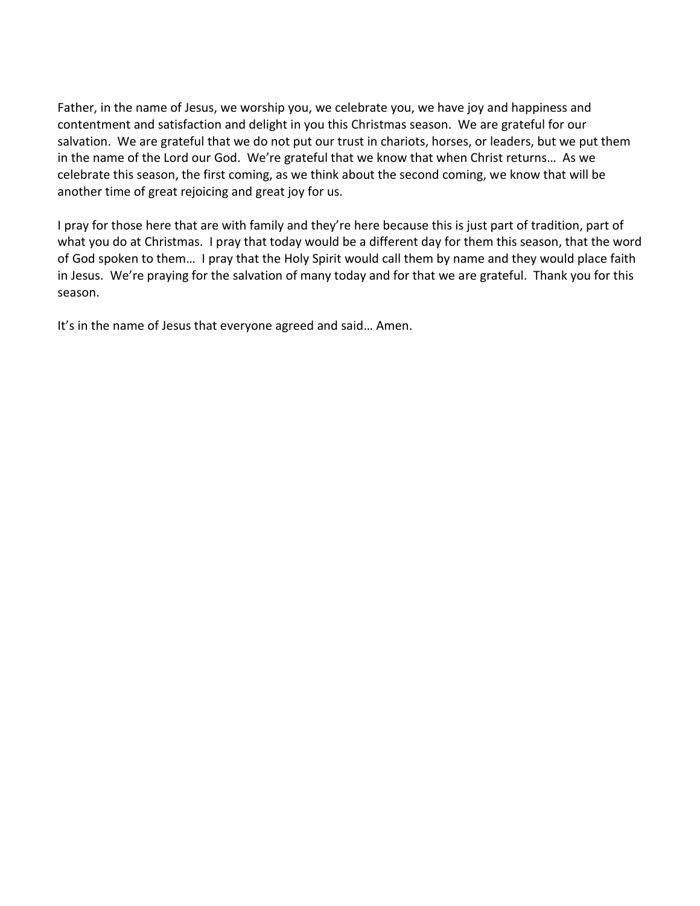Father, in the name of Jesus, we worship you, we celebrate you, we have joy and happiness and contentment and satisfaction and delight in you this Christmas season. We are grateful for our salvation. We are grateful that we do not put our trust in chariots, horses, or leaders, but we put them in the name of the Lord our God. We're grateful that we know that when Christ returns… As we celebrate this season, the first coming, as we think about the second coming, we know that will be another time of great rejoicing and great joy for us.

I pray for those here that are with family and they're here because this is just part of tradition, part of what you do at Christmas. I pray that today would be a different day for them this season, that the word of God spoken to them… I pray that the Holy Spirit would call them by name and they would place faith in Jesus. We're praying for the salvation of many today and for that we are grateful. Thank you for this season.

It's in the name of Jesus that everyone agreed and said… Amen.